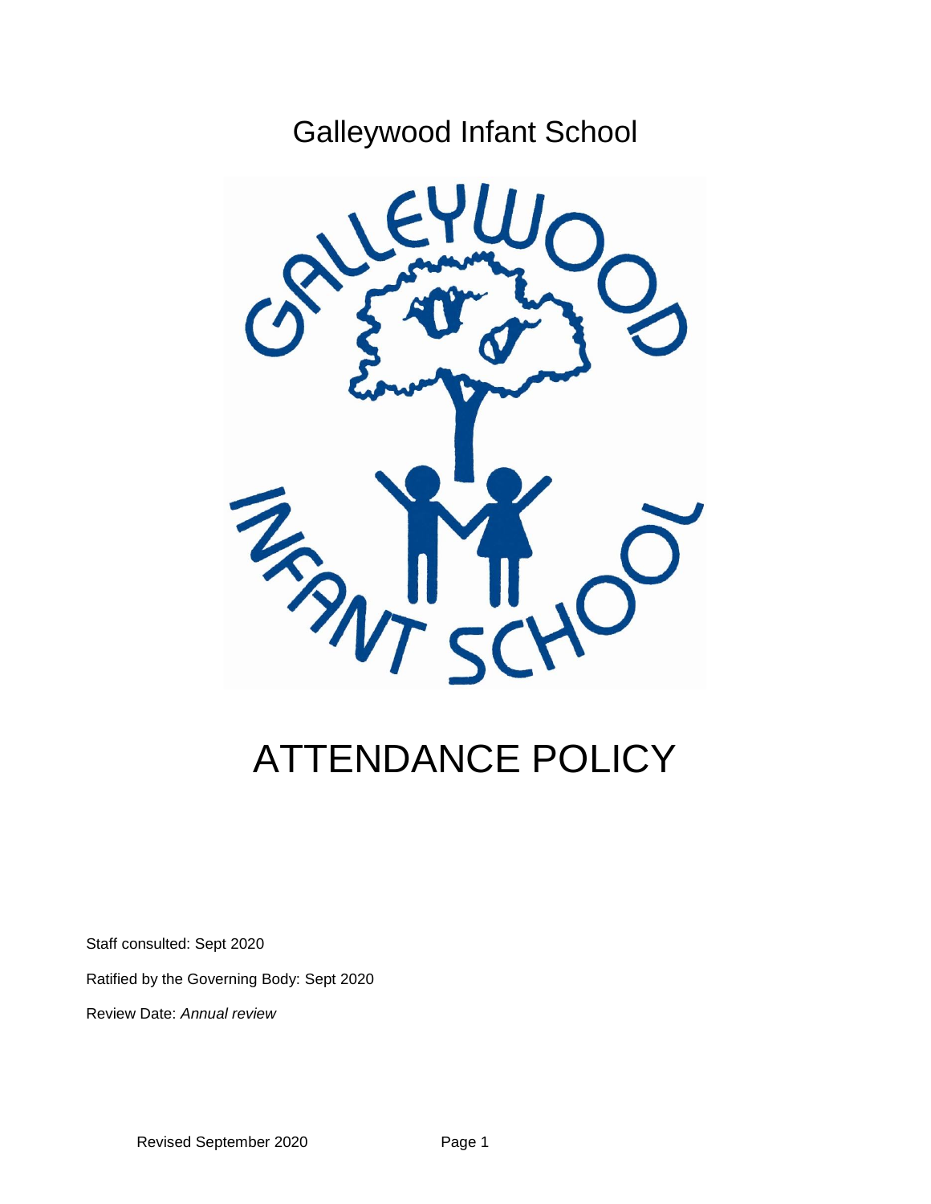Galleywood Infant School

# ATTENDANCE POLICY

Staff consulted: Sept 2020

Ratified by the Governing Body: Sept 2020

Review Date: *Annual review*

Revised September 2020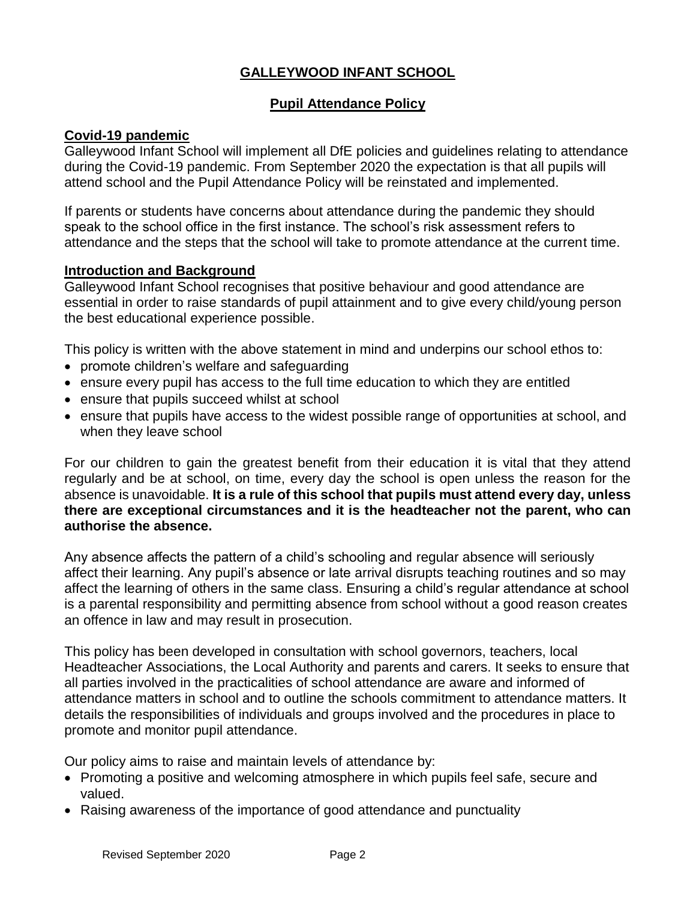# GALLEYWOOD INFANT SCHOOL

## Pupil Attendance Policy

### Covid-19 pandemic

Galleywood Infant School will implement all DfE policies and guidelines relating to attendance during the Covid-19 pandemic. From September 2020 the expectation is that all pupils will attend school and the Pupil Attendance Policy will be reinstated and implemented.

If parents or students have concerns about attendance during the pandemic they should speak to the school office in the first instance. The school's risk assessment refers to attendance and the steps that the school will take to promote attendance at the current time.

### Introduction and Background

Galleywood Infant School recognises that positive behaviour and good attendance are essential in order to raise standards of pupil attainment and to give every child/young person the best educational experience possible.

This policy is written with the above statement in mind and underpins our school ethos to:

- promote children's welfare and safeguarding
- ensure every pupil has access to the full time education to which they are entitled
- ensure that pupils succeed whilst at school
- ensure that pupils have access to the widest possible range of opportunities at school, and when they leave school

For our children to gain the greatest benefit from their education it is vital that they attend regularly and be at school, on time, every day the school is open unless the reason for the absence is unavoidable. **It is a rule of this school that pupils must attend every day, unless there are exceptional circumstances and it is the headteacher not the parent, who can authorise the absence.**

Any absence affects the pattern of a child's schooling and regular absence will seriously affect their learning. Any pupil's absence or late arrival disrupts teaching routines and so may affect the learning of others in the same class. Ensuring a child's regular attendance at school is a parental responsibility and permitting absence from school without a good reason creates an offence in law and may result in prosecution.

This policy has been developed in consultation with school governors, teachers, local Headteacher Associations, the Local Authority and parents and carers. It seeks to ensure that all parties involved in the practicalities of school attendance are aware and informed of attendance matters in school and to outline the schools commitment to attendance matters. It details the responsibilities of individuals and groups involved and the procedures in place to promote and monitor pupil attendance.

Our policy aims to raise and maintain levels of attendance by:

- Promoting a positive and welcoming atmosphere in which pupils feel safe, secure and valued.
- Raising awareness of the importance of good attendance and punctuality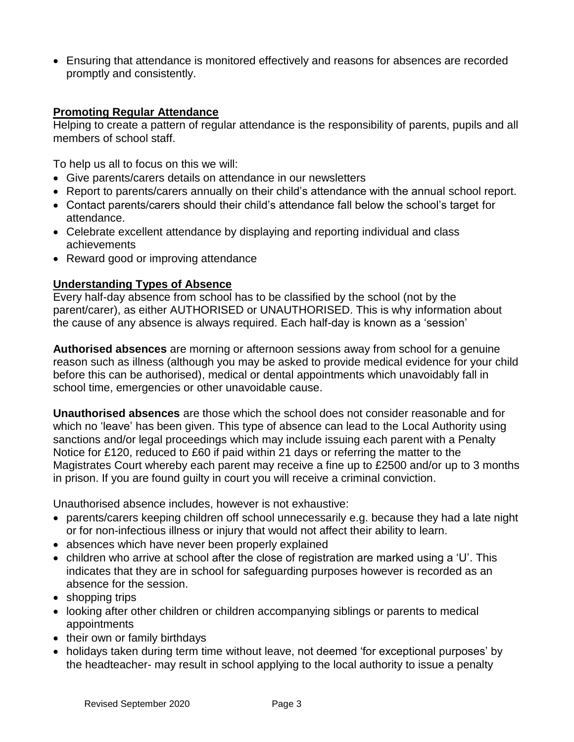- Ensuring that attendance is monitored effectively and reasons for absences are recorded promptly and consistently.

## Promoting Regular Attendance

Helping to create a pattern of regular attendance is the responsibility of parents, pupils and all members of school staff.

To help us all to focus on this we will:

- Give parents/carers details on attendance in our newsletters
- Report to parents/carers annually on their child's attendance with the annual school report.
- Contact parents/carers should their child's attendance fall below the school's target for attendance.
- Celebrate excellent attendance by displaying and reporting individual and class achievements
- Reward good or improving attendance

## Understanding Types of Absence

Every half-day absence from school has to be classified by the school (not by the parent/carer), as either AUTHORISED or UNAUTHORISED. This is why information about the cause of any absence is always required. Each half-day is known as a 'session'

**Authorised absences** are morning or afternoon sessions away from school for a genuine reason such as illness (although you may be asked to provide medical evidence for your child before this can be authorised), medical or dental appointments which unavoidably fall in school time, emergencies or other unavoidable cause.

**Unauthorised absences** are those which the school does not consider reasonable and for which no 'leave' has been given. This type of absence can lead to the Local Authority using sanctions and/or legal proceedings which may include issuing each parent with a Penalty Notice for £120, reduced to £60 if paid within 21 days or referring the matter to the Magistrates Court whereby each parent may receive a fine up to £2500 and/or up to 3 months in prison. If you are found guilty in court you will receive a criminal conviction.

Unauthorised absence includes, however is not exhaustive:

- parents/carers keeping children off school unnecessarily e.g. because they had a late night or for non-infectious illness or injury that would not affect their ability to learn.
- absences which have never been properly explained
- children who arrive at school after the close of registration are marked using a 'U'. This indicates that they are in school for safeguarding purposes however is recorded as an absence for the session.
- shopping trips
- looking after other children or children accompanying siblings or parents to medical appointments
- their own or family birthdays
- holidays taken during term time without leave, not deemed 'for exceptional purposes' by the headteacher- may result in school applying to the local authority to issue a penalty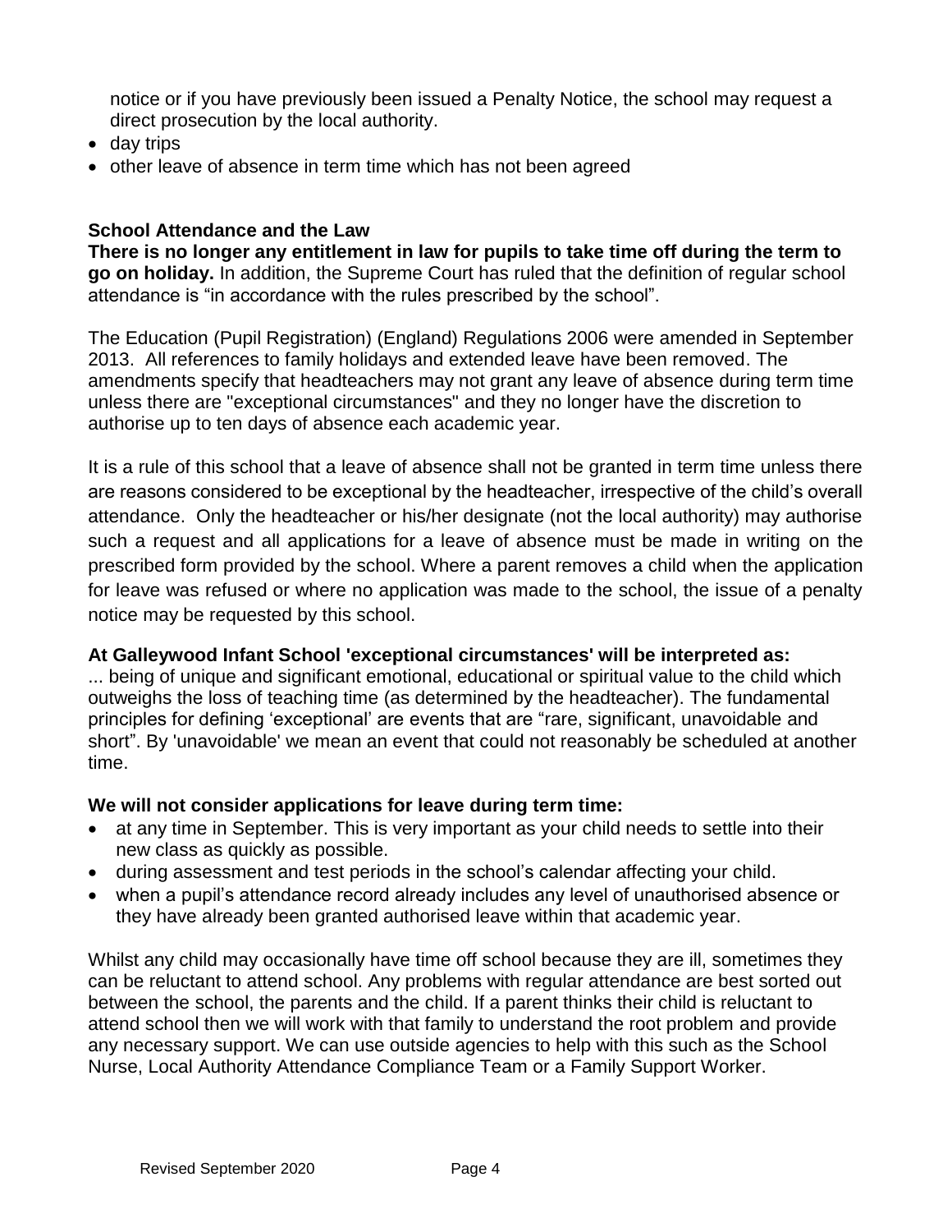notice or if you have previously been issued a Penalty Notice, the school may request a direct prosecution by the local authority.

- day trips
- other leave of absence in term time which has not been agreed

**School Attendance and the Law**

**There is no longer any entitlement in law for pupils to take time off during the term to go on holiday.** In addition, the Supreme Court has ruled that the definition of regular school attendance is "in accordance with the rules prescribed by the school".

The Education (Pupil Registration) (England) Regulations 2006 were amended in September 2013. All references to family holidays and extended leave have been removed. The amendments specify that headteachers may not grant any leave of absence during term time unless there are "exceptional circumstances" and they no longer have the discretion to authorise up to ten days of absence each academic year.

It is a rule of this school that a leave of absence shall not be granted in term time unless there are reasons considered to be exceptional by the headteacher, irrespective of the child's overall attendance. Only the headteacher or his/her designate (not the local authority) may authorise such a request and all applications for a leave of absence must be made in writing on the prescribed form provided by the school. Where a parent removes a child when the application for leave was refused or where no application was made to the school, the issue of a penalty notice may be requested by this school.

**At Galleywood Infant School 'exceptional circumstances' will be interpreted as:**

... being of unique and significant emotional, educational or spiritual value to the child which outweighs the loss of teaching time (as determined by the headteacher). The fundamental principles for defining 'exceptional' are events that are "rare, significant, unavoidable and short". By 'unavoidable' we mean an event that could not reasonably be scheduled at another time.

**We will not consider applications for leave during term time:**

- at any time in September. This is very important as your child needs to settle into their new class as quickly as possible.
- during assessment and test periods in the school's calendar affecting your child.
- when a pupil's attendance record already includes any level of unauthorised absence or they have already been granted authorised leave within that academic year.

Whilst any child may occasionally have time off school because they are ill, sometimes they can be reluctant to attend school. Any problems with regular attendance are best sorted out between the school, the parents and the child. If a parent thinks their child is reluctant to attend school then we will work with that family to understand the root problem and provide any necessary support. We can use outside agencies to help with this such as the School Nurse, Local Authority Attendance Compliance Team or a Family Support Worker.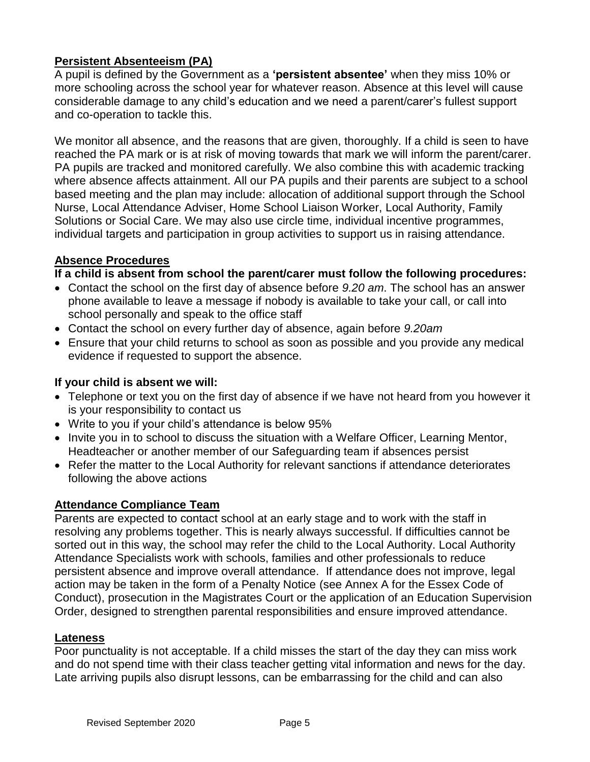## Persistent Absenteeism (PA)

A pupil is defined by the Government as a **'persistent absentee'** when they miss 10% or more schooling across the school year for whatever reason. Absence at this level will cause considerable damage to any child's education and we need a parent/carer's fullest support and co-operation to tackle this.

We monitor all absence, and the reasons that are given, thoroughly. If a child is seen to have reached the PA mark or is at risk of moving towards that mark we will inform the parent/carer. PA pupils are tracked and monitored carefully. We also combine this with academic tracking where absence affects attainment. All our PA pupils and their parents are subject to a school based meeting and the plan may include: allocation of additional support through the School Nurse, Local Attendance Adviser, Home School Liaison Worker, Local Authority, Family Solutions or Social Care. We may also use circle time, individual incentive programmes, individual targets and participation in group activities to support us in raising attendance.

## Absence Procedures

**If a child is absent from school the parent/carer must follow the following procedures:**

- Contact the school on the first day of absence before *9.20 am*. The school has an answer phone available to leave a message if nobody is available to take your call, or call into school personally and speak to the office staff
- Contact the school on every further day of absence, again before *9.20am*
- Ensure that your child returns to school as soon as possible and you provide any medical evidence if requested to support the absence.

**If your child is absent we will:**

- Telephone or text you on the first day of absence if we have not heard from you however it is your responsibility to contact us
- Write to you if your child's attendance is below 95%
- Invite you in to school to discuss the situation with a Welfare Officer, Learning Mentor, Headteacher or another member of our Safeguarding team if absences persist
- Refer the matter to the Local Authority for relevant sanctions if attendance deteriorates following the above actions

## Attendance Compliance Team

Parents are expected to contact school at an early stage and to work with the staff in resolving any problems together. This is nearly always successful. If difficulties cannot be sorted out in this way, the school may refer the child to the Local Authority. Local Authority Attendance Specialists work with schools, families and other professionals to reduce persistent absence and improve overall attendance. If attendance does not improve, legal action may be taken in the form of a Penalty Notice (see Annex A for the Essex Code of Conduct), prosecution in the Magistrates Court or the application of an Education Supervision Order, designed to strengthen parental responsibilities and ensure improved attendance.

## Lateness

Poor punctuality is not acceptable. If a child misses the start of the day they can miss work and do not spend time with their class teacher getting vital information and news for the day. Late arriving pupils also disrupt lessons, can be embarrassing for the child and can also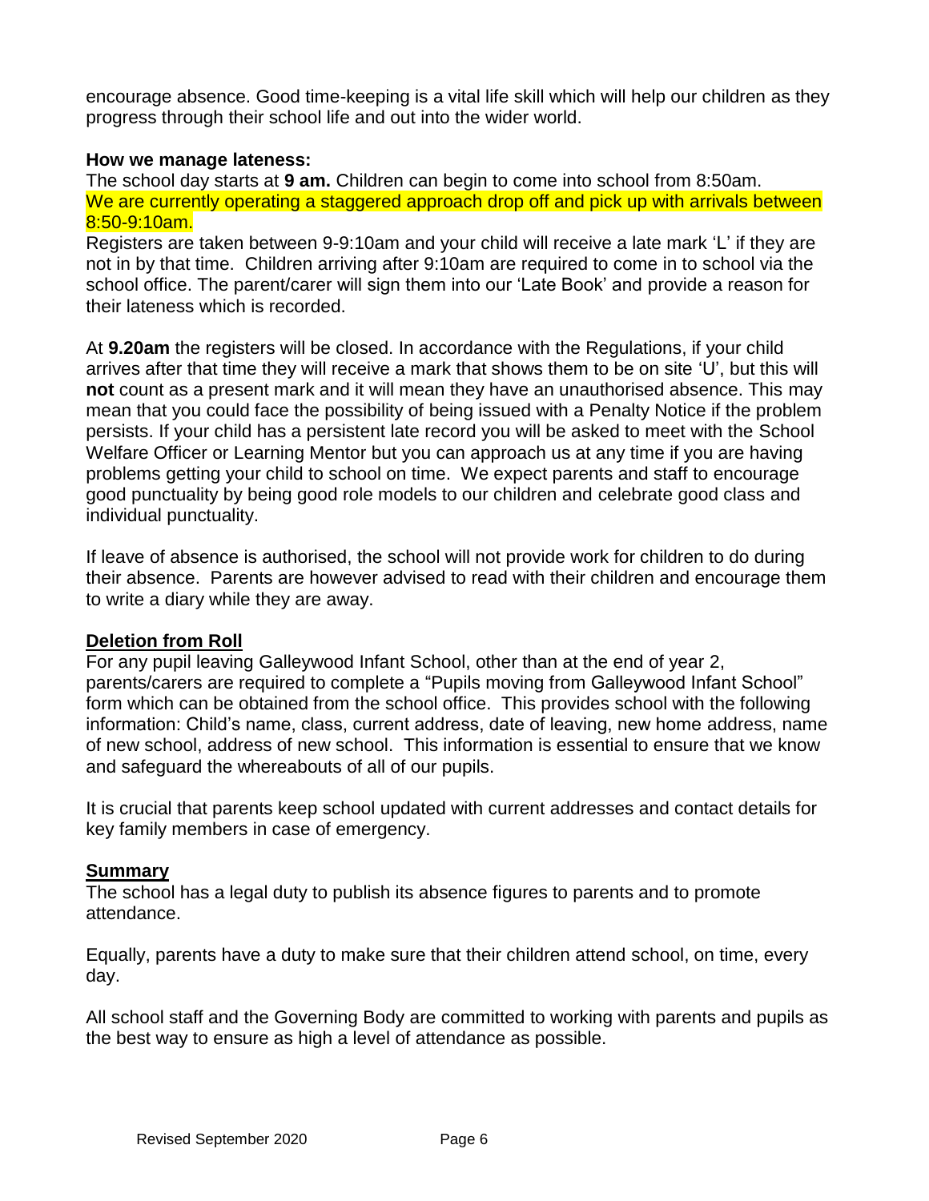encourage absence. Good time-keeping is a vital life skill which will help our children as they progress through their school life and out into the wider world.

**How we manage lateness:**

The school day starts at **9 am.** Children can begin to come into school from 8:50am. We are currently operating a staggered approach drop off and pick up with arrivals between 8:50-9:10am.

Registers are taken between 9-9:10am and your child will receive a late mark 'L' if they are not in by that time. Children arriving after 9:10am are required to come in to school via the school office. The parent/carer will sign them into our 'Late Book' and provide a reason for their lateness which is recorded.

At **9.20am** the registers will be closed. In accordance with the Regulations, if your child arrives after that time they will receive a mark that shows them to be on site 'U', but this will **not** count as a present mark and it will mean they have an unauthorised absence. This may mean that you could face the possibility of being issued with a Penalty Notice if the problem persists. If your child has a persistent late record you will be asked to meet with the School Welfare Officer or Learning Mentor but you can approach us at any time if you are having problems getting your child to school on time. We expect parents and staff to encourage good punctuality by being good role models to our children and celebrate good class and individual punctuality.

If leave of absence is authorised, the school will not provide work for children to do during their absence. Parents are however advised to read with their children and encourage them to write a diary while they are away.

## Deletion from Roll

For any pupil leaving Galleywood Infant School, other than at the end of year 2, parents/carers are required to complete a "Pupils moving from Galleywood Infant School" form which can be obtained from the school office. This provides school with the following information: Child's name, class, current address, date of leaving, new home address, name of new school, address of new school. This information is essential to ensure that we know and safeguard the whereabouts of all of our pupils.

It is crucial that parents keep school updated with current addresses and contact details for key family members in case of emergency.

## Summary

The school has a legal duty to publish its absence figures to parents and to promote attendance.

Equally, parents have a duty to make sure that their children attend school, on time, every day.

All school staff and the Governing Body are committed to working with parents and pupils as the best way to ensure as high a level of attendance as possible.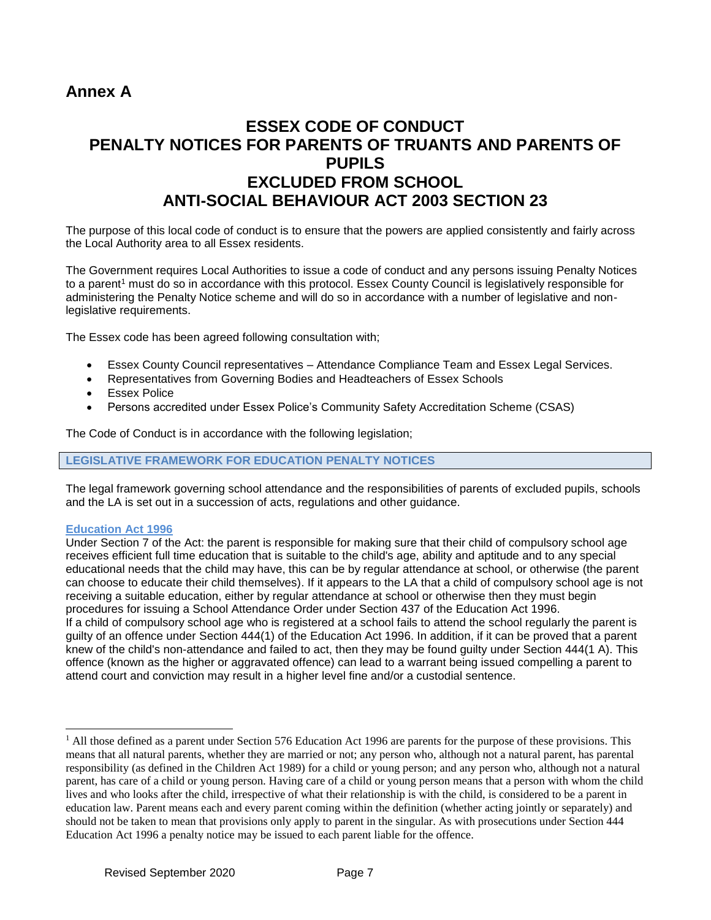## Annex A

# ESSEX CODE OF CONDUCT
# PENALTY NOTICES FOR PARENTS OF TRUANTS AND PARENTS OF PUPILS EXCLUDED FROM SCHOOL
# ANTI-SOCIAL BEHAVIOUR ACT 2003 SECTION 23

The purpose of this local code of conduct is to ensure that the powers are applied consistently and fairly across the Local Authority area to all Essex residents.

The Government requires Local Authorities to issue a code of conduct and any persons issuing Penalty Notices to a parent[1] must do so in accordance with this protocol. Essex County Council is legislatively responsible for administering the Penalty Notice scheme and will do so in accordance with a number of legislative and non-legislative requirements.

The Essex code has been agreed following consultation with;

- Essex County Council representatives – Attendance Compliance Team and Essex Legal Services.
- Representatives from Governing Bodies and Headteachers of Essex Schools
- Essex Police
- Persons accredited under Essex Police's Community Safety Accreditation Scheme (CSAS)

The Code of Conduct is in accordance with the following legislation;

### LEGISLATIVE FRAMEWORK FOR EDUCATION PENALTY NOTICES

The legal framework governing school attendance and the responsibilities of parents of excluded pupils, schools and the LA is set out in a succession of acts, regulations and other guidance.

#### Education Act 1996

Under Section 7 of the Act: the parent is responsible for making sure that their child of compulsory school age receives efficient full time education that is suitable to the child's age, ability and aptitude and to any special educational needs that the child may have, this can be by regular attendance at school, or otherwise (the parent can choose to educate their child themselves). If it appears to the LA that a child of compulsory school age is not receiving a suitable education, either by regular attendance at school or otherwise then they must begin procedures for issuing a School Attendance Order under Section 437 of the Education Act 1996.
If a child of compulsory school age who is registered at a school fails to attend the school regularly the parent is guilty of an offence under Section 444(1) of the Education Act 1996. In addition, if it can be proved that a parent knew of the child's non-attendance and failed to act, then they may be found guilty under Section 444(1 A). This offence (known as the higher or aggravated offence) can lead to a warrant being issued compelling a parent to attend court and conviction may result in a higher level fine and/or a custodial sentence.

---

[1] All those defined as a parent under Section 576 Education Act 1996 are parents for the purpose of these provisions. This means that all natural parents, whether they are married or not; any person who, although not a natural parent, has parental responsibility (as defined in the Children Act 1989) for a child or young person; and any person who, although not a natural parent, has care of a child or young person. Having care of a child or young person means that a person with whom the child lives and who looks after the child, irrespective of what their relationship is with the child, is considered to be a parent in education law. Parent means each and every parent coming within the definition (whether acting jointly or separately) and should not be taken to mean that provisions only apply to parent in the singular. As with prosecutions under Section 444 Education Act 1996 a penalty notice may be issued to each parent liable for the offence.

Revised September 2020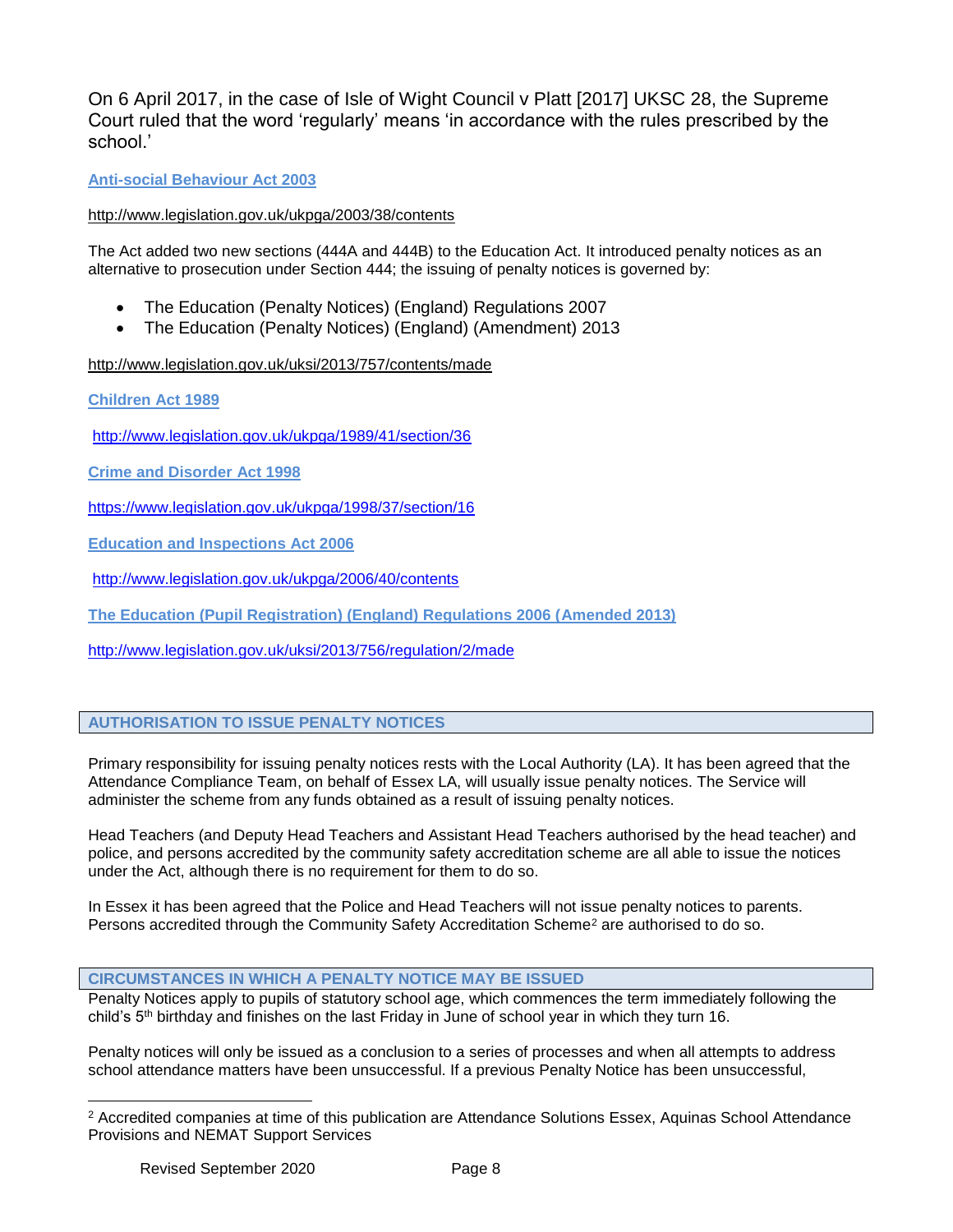On 6 April 2017, in the case of Isle of Wight Council v Platt [2017] UKSC 28, the Supreme Court ruled that the word 'regularly' means 'in accordance with the rules prescribed by the school.'

**Anti-social Behaviour Act 2003**

http://www.legislation.gov.uk/ukpga/2003/38/contents

The Act added two new sections (444A and 444B) to the Education Act. It introduced penalty notices as an alternative to prosecution under Section 444; the issuing of penalty notices is governed by:

- The Education (Penalty Notices) (England) Regulations 2007
- The Education (Penalty Notices) (England) (Amendment) 2013

http://www.legislation.gov.uk/uksi/2013/757/contents/made

**Children Act 1989**

http://www.legislation.gov.uk/ukpga/1989/41/section/36

**Crime and Disorder Act 1998**

https://www.legislation.gov.uk/ukpga/1998/37/section/16

**Education and Inspections Act 2006**

http://www.legislation.gov.uk/ukpga/2006/40/contents

**The Education (Pupil Registration) (England) Regulations 2006 (Amended 2013)**

http://www.legislation.gov.uk/uksi/2013/756/regulation/2/made

## AUTHORISATION TO ISSUE PENALTY NOTICES

Primary responsibility for issuing penalty notices rests with the Local Authority (LA). It has been agreed that the Attendance Compliance Team, on behalf of Essex LA, will usually issue penalty notices. The Service will administer the scheme from any funds obtained as a result of issuing penalty notices.

Head Teachers (and Deputy Head Teachers and Assistant Head Teachers authorised by the head teacher) and police, and persons accredited by the community safety accreditation scheme are all able to issue the notices under the Act, although there is no requirement for them to do so.

In Essex it has been agreed that the Police and Head Teachers will not issue penalty notices to parents. Persons accredited through the Community Safety Accreditation Scheme[2] are authorised to do so.

## CIRCUMSTANCES IN WHICH A PENALTY NOTICE MAY BE ISSUED

Penalty Notices apply to pupils of statutory school age, which commences the term immediately following the child's 5th birthday and finishes on the last Friday in June of school year in which they turn 16.

Penalty notices will only be issued as a conclusion to a series of processes and when all attempts to address school attendance matters have been unsuccessful. If a previous Penalty Notice has been unsuccessful,

[2] Accredited companies at time of this publication are Attendance Solutions Essex, Aquinas School Attendance Provisions and NEMAT Support Services

Revised September 2020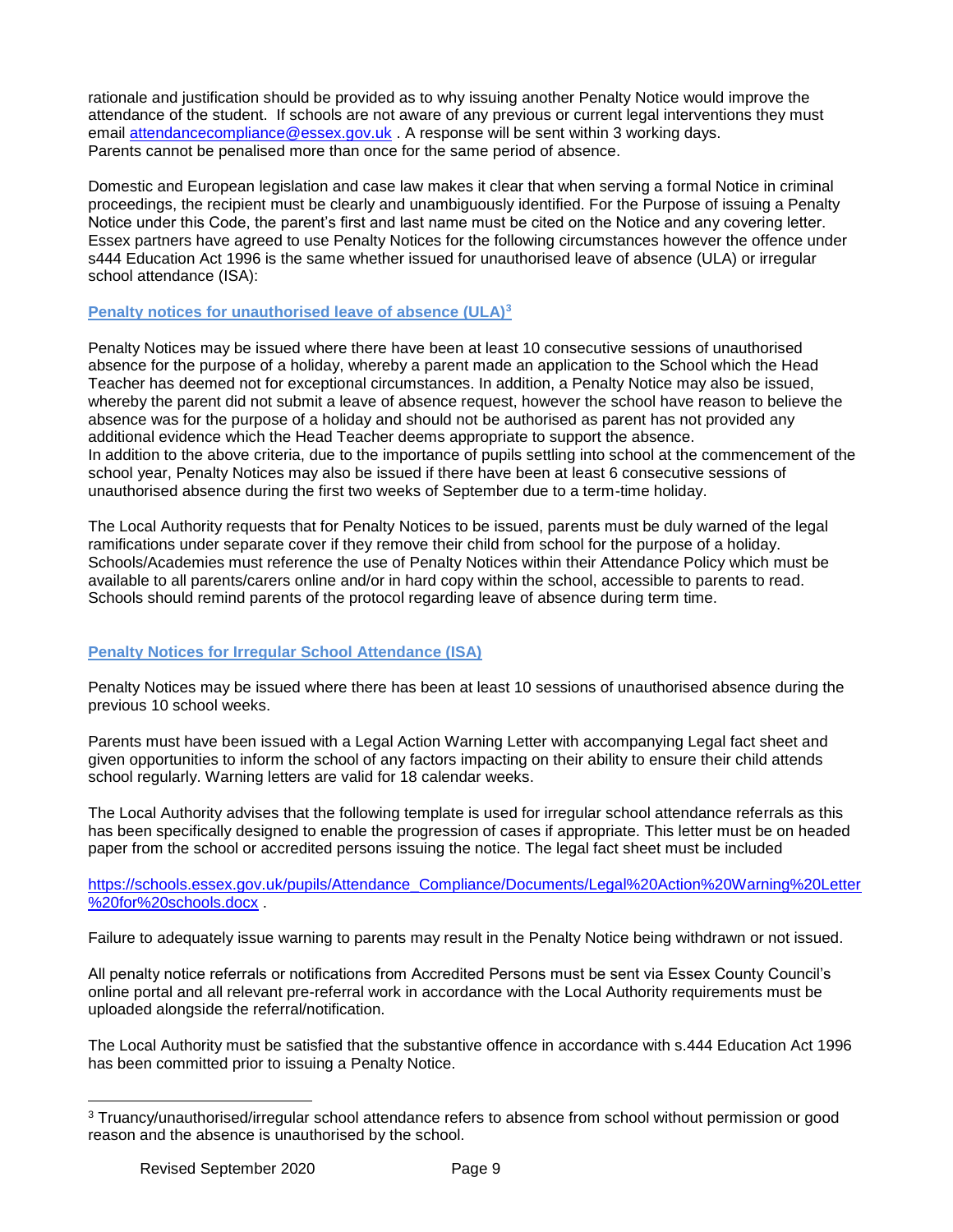rationale and justification should be provided as to why issuing another Penalty Notice would improve the attendance of the student. If schools are not aware of any previous or current legal interventions they must email [attendancecompliance@essex.gov.uk](mailto:attendancecompliance@essex.gov.uk) . A response will be sent within 3 working days.
Parents cannot be penalised more than once for the same period of absence.

Domestic and European legislation and case law makes it clear that when serving a formal Notice in criminal proceedings, the recipient must be clearly and unambiguously identified. For the Purpose of issuing a Penalty Notice under this Code, the parent's first and last name must be cited on the Notice and any covering letter. Essex partners have agreed to use Penalty Notices for the following circumstances however the offence under s444 Education Act 1996 is the same whether issued for unauthorised leave of absence (ULA) or irregular school attendance (ISA):

## Penalty notices for unauthorised leave of absence (ULA)[3]

Penalty Notices may be issued where there have been at least 10 consecutive sessions of unauthorised absence for the purpose of a holiday, whereby a parent made an application to the School which the Head Teacher has deemed not for exceptional circumstances. In addition, a Penalty Notice may also be issued, whereby the parent did not submit a leave of absence request, however the school have reason to believe the absence was for the purpose of a holiday and should not be authorised as parent has not provided any additional evidence which the Head Teacher deems appropriate to support the absence.
In addition to the above criteria, due to the importance of pupils settling into school at the commencement of the school year, Penalty Notices may also be issued if there have been at least 6 consecutive sessions of unauthorised absence during the first two weeks of September due to a term-time holiday.

The Local Authority requests that for Penalty Notices to be issued, parents must be duly warned of the legal ramifications under separate cover if they remove their child from school for the purpose of a holiday. Schools/Academies must reference the use of Penalty Notices within their Attendance Policy which must be available to all parents/carers online and/or in hard copy within the school, accessible to parents to read. Schools should remind parents of the protocol regarding leave of absence during term time.

## Penalty Notices for Irregular School Attendance (ISA)

Penalty Notices may be issued where there has been at least 10 sessions of unauthorised absence during the previous 10 school weeks.

Parents must have been issued with a Legal Action Warning Letter with accompanying Legal fact sheet and given opportunities to inform the school of any factors impacting on their ability to ensure their child attends school regularly. Warning letters are valid for 18 calendar weeks.

The Local Authority advises that the following template is used for irregular school attendance referrals as this has been specifically designed to enable the progression of cases if appropriate. This letter must be on headed paper from the school or accredited persons issuing the notice. The legal fact sheet must be included

[https://schools.essex.gov.uk/pupils/Attendance_Compliance/Documents/Legal%20Action%20Warning%20Letter%20for%20schools.docx](https://schools.essex.gov.uk/pupils/Attendance_Compliance/Documents/Legal%20Action%20Warning%20Letter%20for%20schools.docx) .

Failure to adequately issue warning to parents may result in the Penalty Notice being withdrawn or not issued.

All penalty notice referrals or notifications from Accredited Persons must be sent via Essex County Council's online portal and all relevant pre-referral work in accordance with the Local Authority requirements must be uploaded alongside the referral/notification.

The Local Authority must be satisfied that the substantive offence in accordance with s.444 Education Act 1996 has been committed prior to issuing a Penalty Notice.

---

[3] Truancy/unauthorised/irregular school attendance refers to absence from school without permission or good reason and the absence is unauthorised by the school.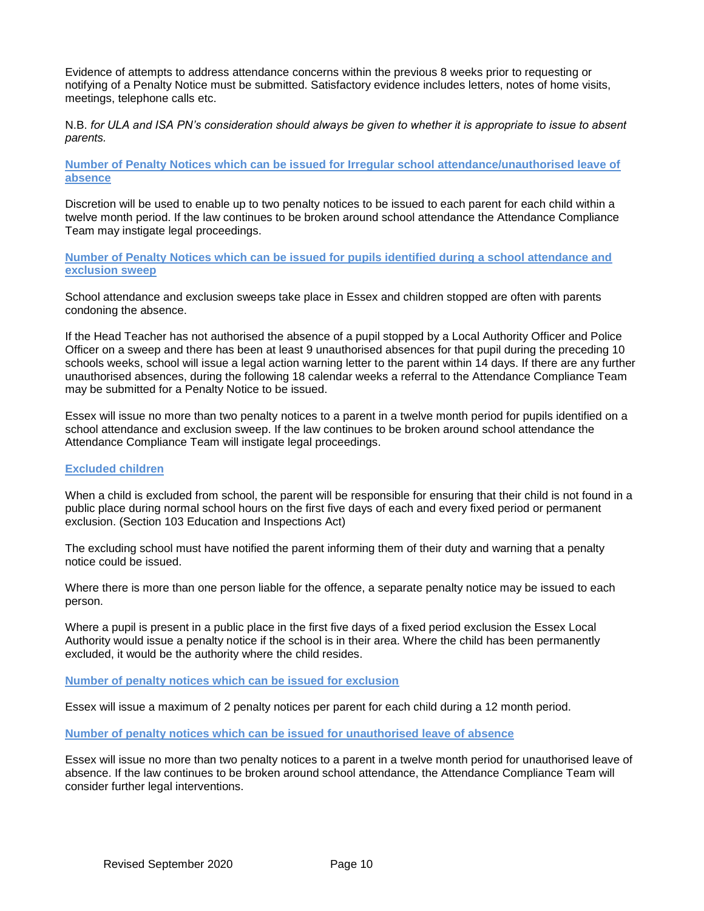Evidence of attempts to address attendance concerns within the previous 8 weeks prior to requesting or notifying of a Penalty Notice must be submitted. Satisfactory evidence includes letters, notes of home visits, meetings, telephone calls etc.

N.B. *for ULA and ISA PN's consideration should always be given to whether it is appropriate to issue to absent parents.*

### Number of Penalty Notices which can be issued for Irregular school attendance/unauthorised leave of absence

Discretion will be used to enable up to two penalty notices to be issued to each parent for each child within a twelve month period. If the law continues to be broken around school attendance the Attendance Compliance Team may instigate legal proceedings.

### Number of Penalty Notices which can be issued for pupils identified during a school attendance and exclusion sweep

School attendance and exclusion sweeps take place in Essex and children stopped are often with parents condoning the absence.

If the Head Teacher has not authorised the absence of a pupil stopped by a Local Authority Officer and Police Officer on a sweep and there has been at least 9 unauthorised absences for that pupil during the preceding 10 schools weeks, school will issue a legal action warning letter to the parent within 14 days. If there are any further unauthorised absences, during the following 18 calendar weeks a referral to the Attendance Compliance Team may be submitted for a Penalty Notice to be issued.

Essex will issue no more than two penalty notices to a parent in a twelve month period for pupils identified on a school attendance and exclusion sweep. If the law continues to be broken around school attendance the Attendance Compliance Team will instigate legal proceedings.

### Excluded children

When a child is excluded from school, the parent will be responsible for ensuring that their child is not found in a public place during normal school hours on the first five days of each and every fixed period or permanent exclusion. (Section 103 Education and Inspections Act)

The excluding school must have notified the parent informing them of their duty and warning that a penalty notice could be issued.

Where there is more than one person liable for the offence, a separate penalty notice may be issued to each person.

Where a pupil is present in a public place in the first five days of a fixed period exclusion the Essex Local Authority would issue a penalty notice if the school is in their area. Where the child has been permanently excluded, it would be the authority where the child resides.

### Number of penalty notices which can be issued for exclusion

Essex will issue a maximum of 2 penalty notices per parent for each child during a 12 month period.

### Number of penalty notices which can be issued for unauthorised leave of absence

Essex will issue no more than two penalty notices to a parent in a twelve month period for unauthorised leave of absence. If the law continues to be broken around school attendance, the Attendance Compliance Team will consider further legal interventions.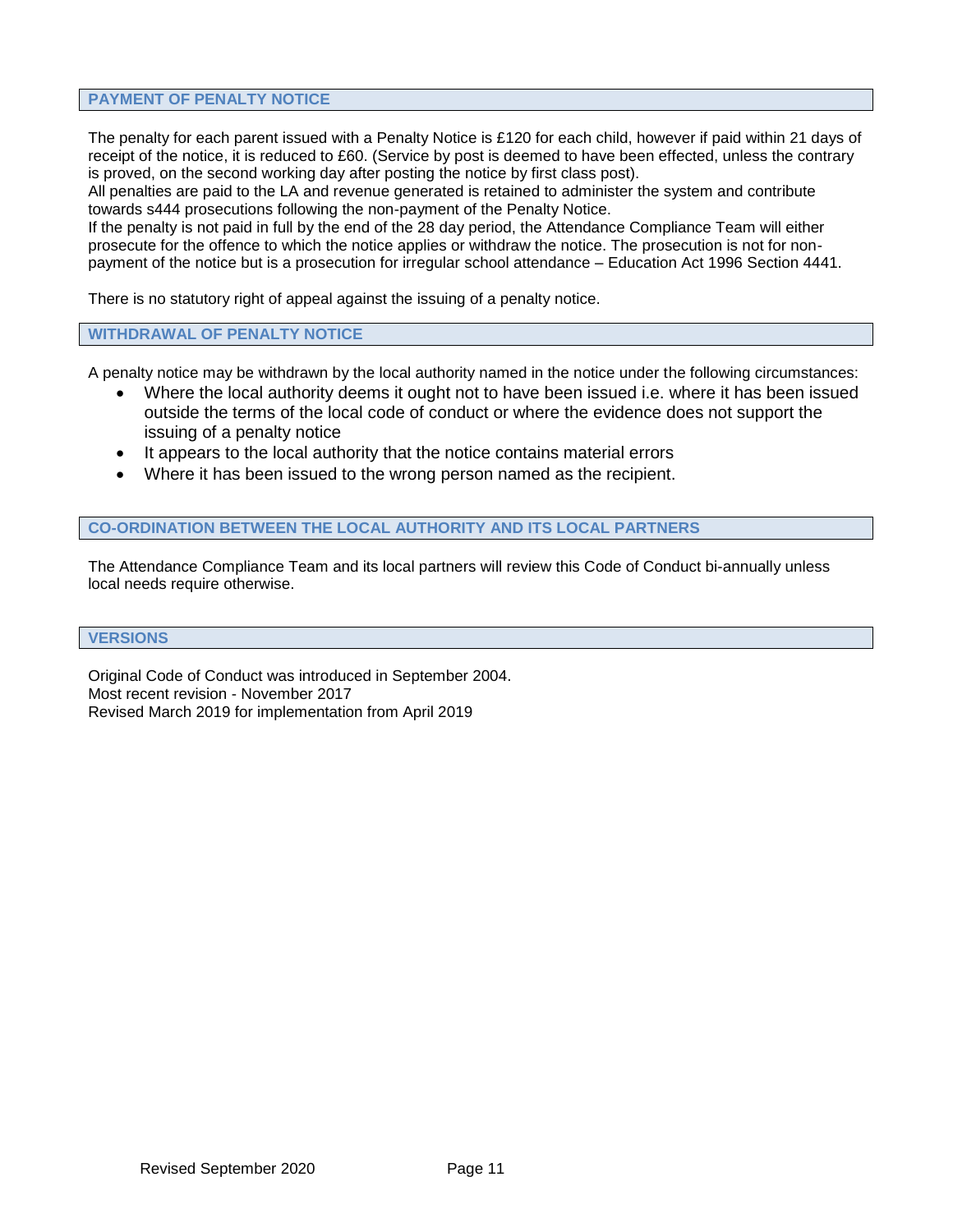## PAYMENT OF PENALTY NOTICE

The penalty for each parent issued with a Penalty Notice is £120 for each child, however if paid within 21 days of receipt of the notice, it is reduced to £60. (Service by post is deemed to have been effected, unless the contrary is proved, on the second working day after posting the notice by first class post).
All penalties are paid to the LA and revenue generated is retained to administer the system and contribute towards s444 prosecutions following the non-payment of the Penalty Notice.
If the penalty is not paid in full by the end of the 28 day period, the Attendance Compliance Team will either prosecute for the offence to which the notice applies or withdraw the notice. The prosecution is not for non-payment of the notice but is a prosecution for irregular school attendance – Education Act 1996 Section 4441.

There is no statutory right of appeal against the issuing of a penalty notice.

## WITHDRAWAL OF PENALTY NOTICE

A penalty notice may be withdrawn by the local authority named in the notice under the following circumstances:

- Where the local authority deems it ought not to have been issued i.e. where it has been issued outside the terms of the local code of conduct or where the evidence does not support the issuing of a penalty notice
- It appears to the local authority that the notice contains material errors
- Where it has been issued to the wrong person named as the recipient.

## CO-ORDINATION BETWEEN THE LOCAL AUTHORITY AND ITS LOCAL PARTNERS

The Attendance Compliance Team and its local partners will review this Code of Conduct bi-annually unless local needs require otherwise.

## VERSIONS

Original Code of Conduct was introduced in September 2004.
Most recent revision - November 2017
Revised March 2019 for implementation from April 2019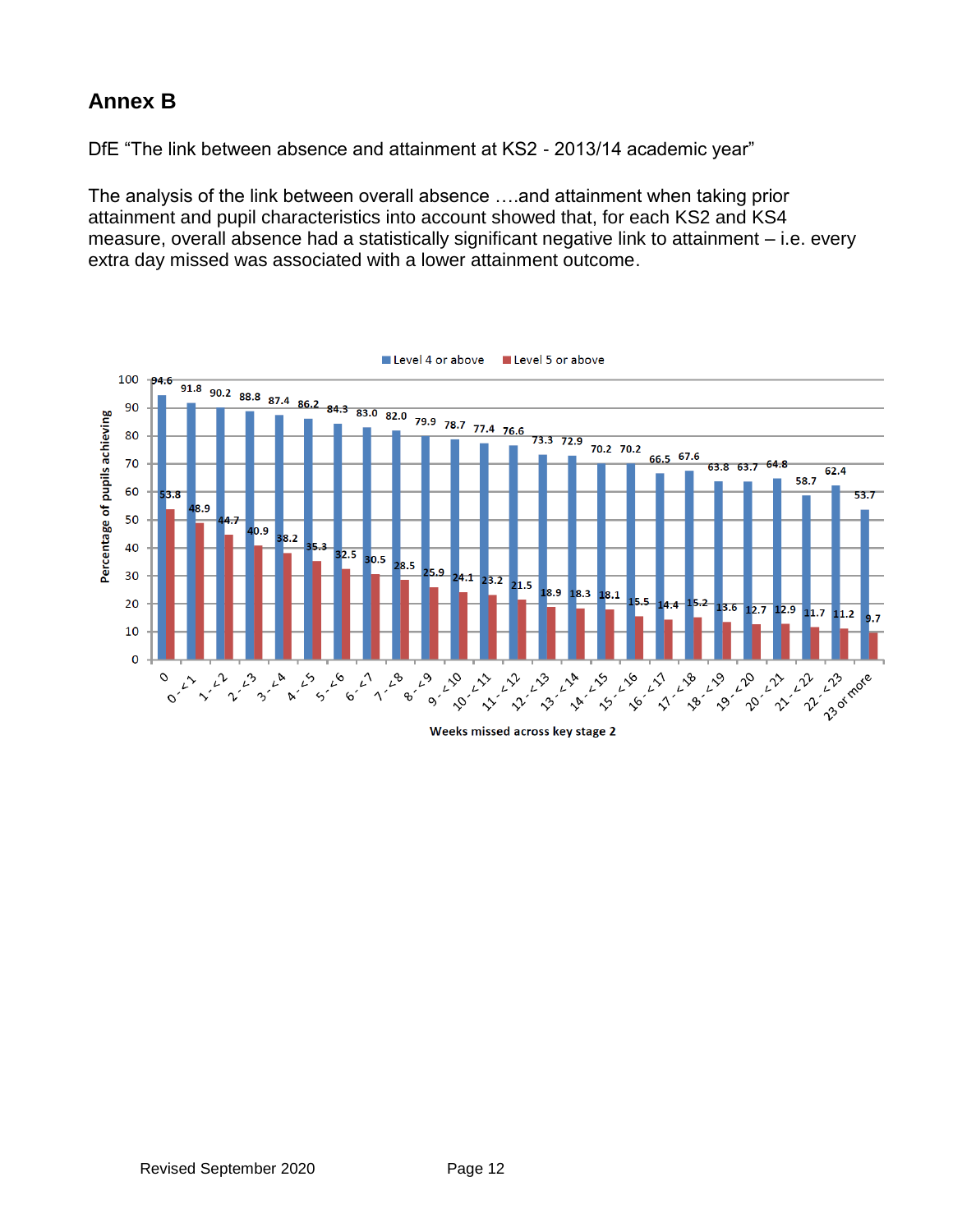## Annex B

DfE "The link between absence and attainment at KS2 - 2013/14 academic year"

The analysis of the link between overall absence ….and attainment when taking prior attainment and pupil characteristics into account showed that, for each KS2 and KS4 measure, overall absence had a statistically significant negative link to attainment – i.e. every extra day missed was associated with a lower attainment outcome.

Level 4 or above
Level 5 or above

Percentage of pupils achieving

100
90
80
70
60
50
40
30
20
10
0

94.6
53.8
91.8
48.9
90.2
44.7
88.8
40.9
87.4
38.2
86.2
35.3
84.3
32.5
83.0
30.5
82.0
28.5
79.9
25.9
78.7
24.1
77.4
23.2
76.6
21.5
73.3
18.9
72.9
18.3
70.2
18.1
70.2
15.5
66.5
14.4
67.6
15.2
63.8
13.6
63.7
12.7
64.8
12.9
58.7
11.7
62.4
11.2
53.7
9.7

0
0 - < 1
1 - < 2
2 - < 3
3 - < 4
4 - < 5
5 - < 6
6 - < 7
7 - < 8
8 - < 9
9 - < 10
10 - < 11
11 - < 12
12 - < 13
13 - < 14
14 - < 15
15 - < 16
16 - < 17
17 - < 18
18 - < 19
19 - < 20
20 - < 21
21 - < 22
22 - < 23
23 or more

Weeks missed across key stage 2

Revised September 2020